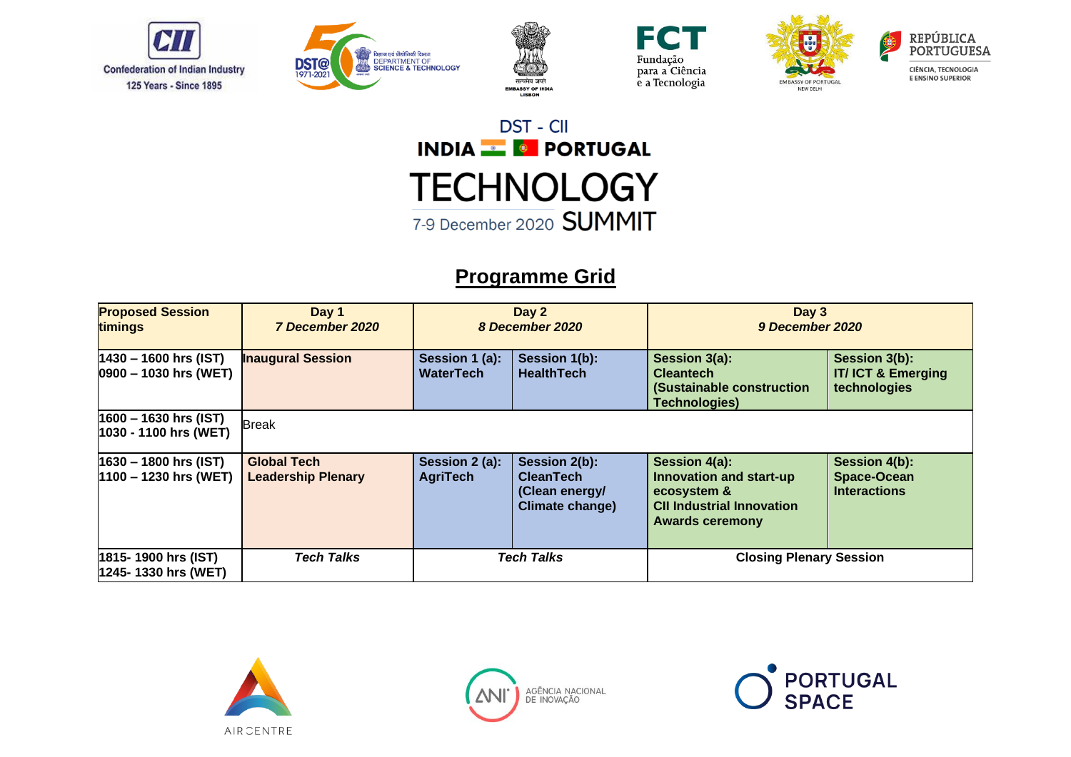DST - CII

INDIA PORTUGAL

# TECHNOLOGY SUMMIT

7-9 December 2020

## Programme Grid

| Proposed Session timings | Day 1 *7 December 2020* | Day 2 *8 December 2020* | | Day 3 *9 December 2020* | |
|---|---|---|---|---|---|
| 1430 – 1600 hrs (IST) 0900 – 1030 hrs (WET) | **Inaugural Session** | **Session 1 (a): WaterTech** | **Session 1(b): HealthTech** | **Session 3(a): Cleantech (Sustainable construction Technologies)** | **Session 3(b): IT/ ICT & Emerging technologies** |
| 1600 – 1630 hrs (IST) 1030 - 1100 hrs (WET) | Break | | | | |
| 1630 – 1800 hrs (IST) 1100 – 1230 hrs (WET) | **Global Tech Leadership Plenary** | **Session 2 (a): AgriTech** | **Session 2(b): CleanTech (Clean energy/ Climate change)** | **Session 4(a): Innovation and start-up ecosystem & CII Industrial Innovation Awards ceremony** | **Session 4(b): Space-Ocean Interactions** |
| 1815- 1900 hrs (IST) 1245- 1330 hrs (WET) | ***Tech Talks*** | ***Tech Talks*** | | **Closing Plenary Session** | |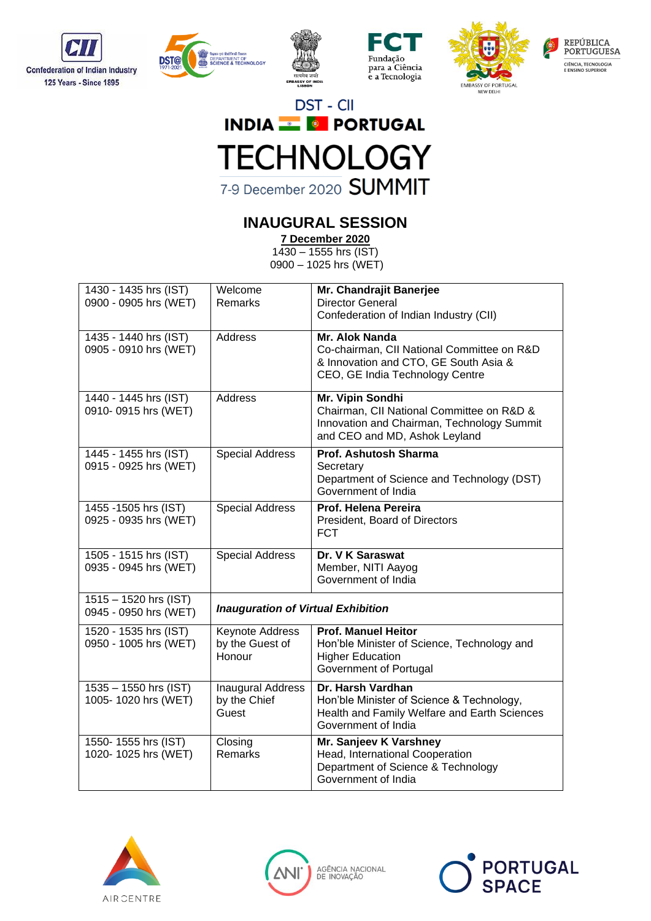Confederation of Indian Industry
125 Years - Since 1895

DST - CII
INDIA PORTUGAL
# TECHNOLOGY
7-9 December 2020 SUMMIT

## INAUGURAL SESSION

**7 December 2020**
1430 – 1555 hrs (IST)
0900 – 1025 hrs (WET)

| | | |
|---|---|---|
| 1430 - 1435 hrs (IST)<br>0900 - 0905 hrs (WET) | Welcome Remarks | **Mr. Chandrajit Banerjee**<br>Director General<br>Confederation of Indian Industry (CII) |
| 1435 - 1440 hrs (IST)<br>0905 - 0910 hrs (WET) | Address | **Mr. Alok Nanda**<br>Co-chairman, CII National Committee on R&D & Innovation and CTO, GE South Asia & CEO, GE India Technology Centre |
| 1440 - 1445 hrs (IST)<br>0910- 0915 hrs (WET) | Address | **Mr. Vipin Sondhi**<br>Chairman, CII National Committee on R&D & Innovation and Chairman, Technology Summit and CEO and MD, Ashok Leyland |
| 1445 - 1455 hrs (IST)<br>0915 - 0925 hrs (WET) | Special Address | **Prof. Ashutosh Sharma**<br>Secretary<br>Department of Science and Technology (DST)<br>Government of India |
| 1455 -1505 hrs (IST)<br>0925 - 0935 hrs (WET) | Special Address | **Prof. Helena Pereira**<br>President, Board of Directors<br>FCT |
| 1505 - 1515 hrs (IST)<br>0935 - 0945 hrs (WET) | Special Address | **Dr. V K Saraswat**<br>Member, NITI Aayog<br>Government of India |
| 1515 – 1520 hrs (IST)<br>0945 - 0950 hrs (WET) | ***Inauguration of Virtual Exhibition*** | |
| 1520 - 1535 hrs (IST)<br>0950 - 1005 hrs (WET) | Keynote Address by the Guest of Honour | **Prof. Manuel Heitor**<br>Hon'ble Minister of Science, Technology and Higher Education<br>Government of Portugal |
| 1535 – 1550 hrs (IST)<br>1005- 1020 hrs (WET) | Inaugural Address by the Chief Guest | **Dr. Harsh Vardhan**<br>Hon'ble Minister of Science & Technology, Health and Family Welfare and Earth Sciences<br>Government of India |
| 1550- 1555 hrs (IST)<br>1020- 1025 hrs (WET) | Closing Remarks | **Mr. Sanjeev K Varshney**<br>Head, International Cooperation<br>Department of Science & Technology<br>Government of India |

AIR CENTRE

ANI AGÊNCIA NACIONAL DE INOVAÇÃO

PORTUGAL SPACE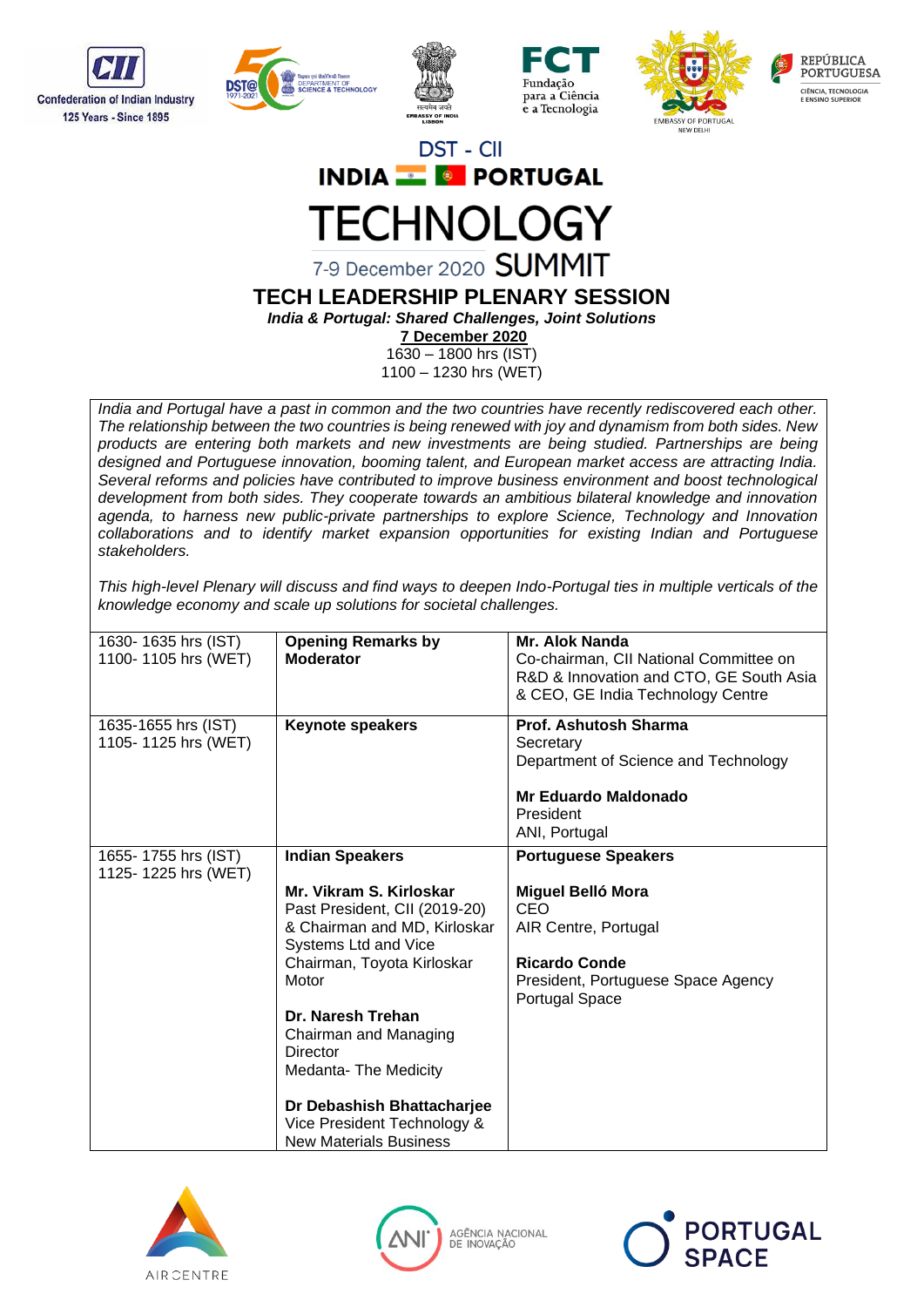DST - CII

INDIA PORTUGAL

# TECHNOLOGY

7-9 December 2020 SUMMIT

## TECH LEADERSHIP PLENARY SESSION

***India & Portugal: Shared Challenges, Joint Solutions***

**7 December 2020**

1630 – 1800 hrs (IST)

1100 – 1230 hrs (WET)

*India and Portugal have a past in common and the two countries have recently rediscovered each other. The relationship between the two countries is being renewed with joy and dynamism from both sides. New products are entering both markets and new investments are being studied. Partnerships are being designed and Portuguese innovation, booming talent, and European market access are attracting India. Several reforms and policies have contributed to improve business environment and boost technological development from both sides. They cooperate towards an ambitious bilateral knowledge and innovation agenda, to harness new public-private partnerships to explore Science, Technology and Innovation collaborations and to identify market expansion opportunities for existing Indian and Portuguese stakeholders.*

*This high-level Plenary will discuss and find ways to deepen Indo-Portugal ties in multiple verticals of the knowledge economy and scale up solutions for societal challenges.*

| | | |
|---|---|---|
| 1630- 1635 hrs (IST)<br>1100- 1105 hrs (WET) | **Opening Remarks by Moderator** | **Mr. Alok Nanda**<br>Co-chairman, CII National Committee on R&D & Innovation and CTO, GE South Asia & CEO, GE India Technology Centre |
| 1635-1655 hrs (IST)<br>1105- 1125 hrs (WET) | **Keynote speakers** | **Prof. Ashutosh Sharma**<br>Secretary<br>Department of Science and Technology<br><br>**Mr Eduardo Maldonado**<br>President<br>ANI, Portugal |
| 1655- 1755 hrs (IST)<br>1125- 1225 hrs (WET) | **Indian Speakers**<br><br>**Mr. Vikram S. Kirloskar**<br>Past President, CII (2019-20) & Chairman and MD, Kirloskar Systems Ltd and Vice Chairman, Toyota Kirloskar Motor<br><br>**Dr. Naresh Trehan**<br>Chairman and Managing Director<br>Medanta- The Medicity<br><br>**Dr Debashish Bhattacharjee**<br>Vice President Technology & New Materials Business | **Portuguese Speakers**<br><br>**Miguel Belló Mora**<br>CEO<br>AIR Centre, Portugal<br><br>**Ricardo Conde**<br>President, Portuguese Space Agency<br>Portugal Space |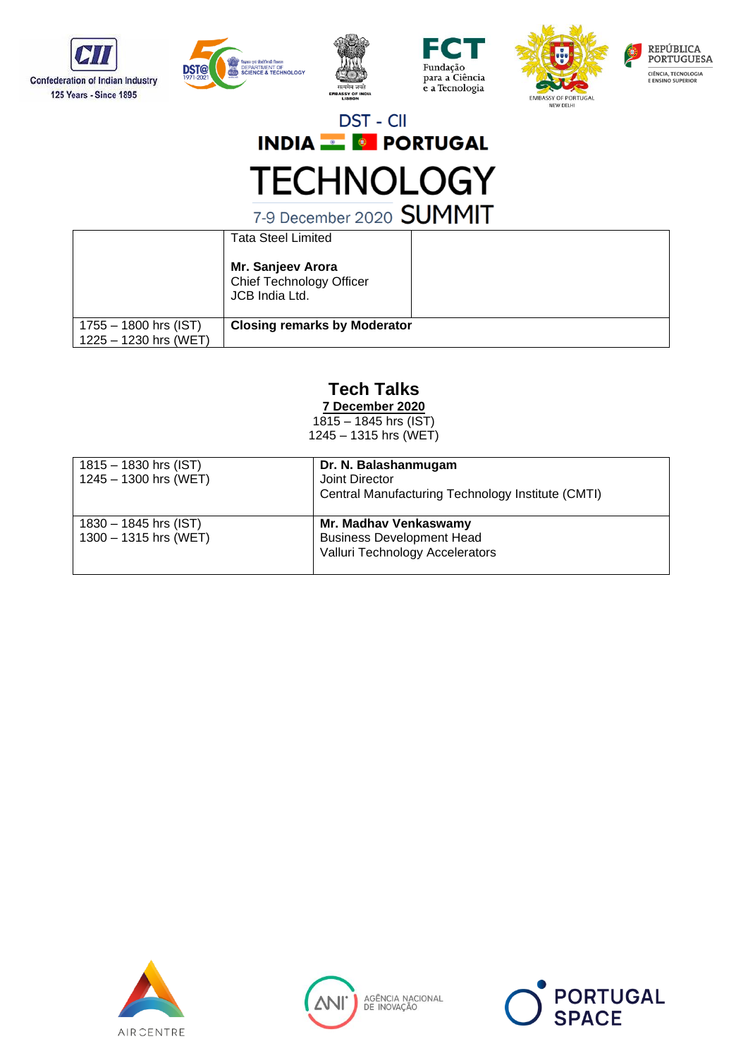| | Tata Steel Limited<br><br>**Mr. Sanjeev Arora**<br>Chief Technology Officer<br>JCB India Ltd. | |
|---|---|---|
| 1755 – 1800 hrs (IST)<br>1225 – 1230 hrs (WET) | **Closing remarks by Moderator** | |

## Tech Talks

**7 December 2020**

1815 – 1845 hrs (IST)
1245 – 1315 hrs (WET)

| | |
|---|---|
| 1815 – 1830 hrs (IST)<br>1245 – 1300 hrs (WET) | **Dr. N. Balashanmugam**<br>Joint Director<br>Central Manufacturing Technology Institute (CMTI) |
| 1830 – 1845 hrs (IST)<br>1300 – 1315 hrs (WET) | **Mr. Madhav Venkaswamy**<br>Business Development Head<br>Valluri Technology Accelerators |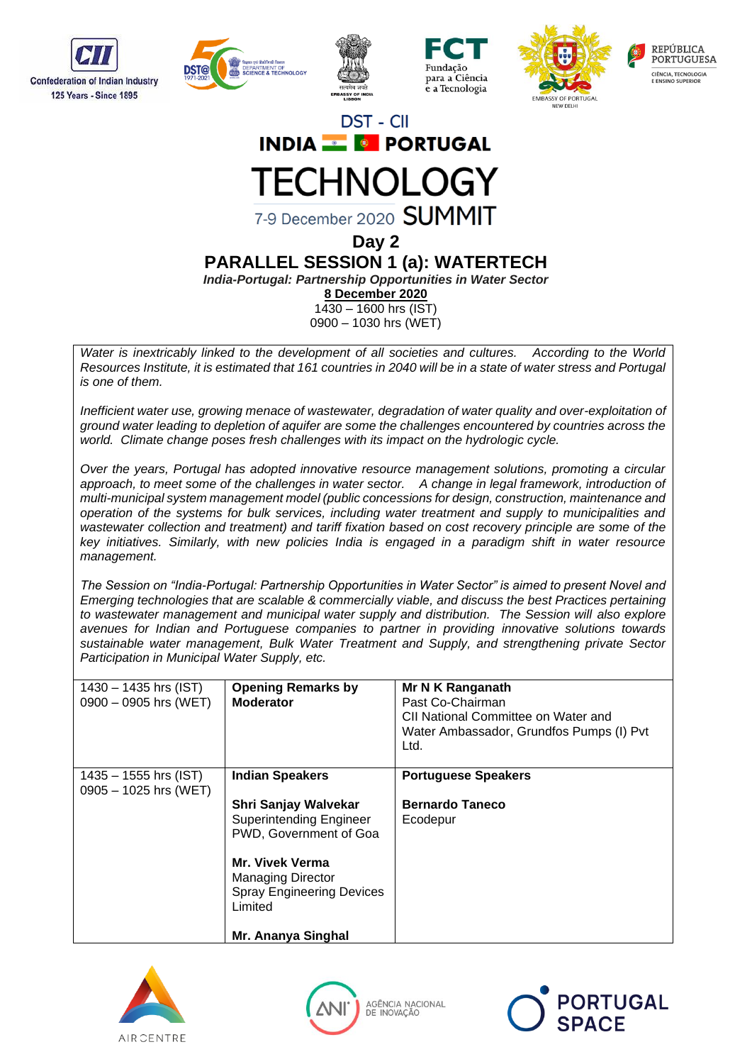Confederation of Indian Industry
125 Years - Since 1895

DST - CII

INDIA PORTUGAL

# TECHNOLOGY

7-9 December 2020 SUMMIT

## Day 2

## PARALLEL SESSION 1 (a): WATERTECH

***India-Portugal: Partnership Opportunities in Water Sector***

**8 December 2020**

1430 – 1600 hrs (IST)
0900 – 1030 hrs (WET)

*Water is inextricably linked to the development of all societies and cultures. According to the World Resources Institute, it is estimated that 161 countries in 2040 will be in a state of water stress and Portugal is one of them.*

*Inefficient water use, growing menace of wastewater, degradation of water quality and over-exploitation of ground water leading to depletion of aquifer are some the challenges encountered by countries across the world. Climate change poses fresh challenges with its impact on the hydrologic cycle.*

*Over the years, Portugal has adopted innovative resource management solutions, promoting a circular approach, to meet some of the challenges in water sector. A change in legal framework, introduction of multi-municipal system management model (public concessions for design, construction, maintenance and operation of the systems for bulk services, including water treatment and supply to municipalities and wastewater collection and treatment) and tariff fixation based on cost recovery principle are some of the key initiatives. Similarly, with new policies India is engaged in a paradigm shift in water resource management.*

*The Session on "India-Portugal: Partnership Opportunities in Water Sector" is aimed to present Novel and Emerging technologies that are scalable & commercially viable, and discuss the best Practices pertaining to wastewater management and municipal water supply and distribution. The Session will also explore avenues for Indian and Portuguese companies to partner in providing innovative solutions towards sustainable water management, Bulk Water Treatment and Supply, and strengthening private Sector Participation in Municipal Water Supply, etc.*

| | | |
|---|---|---|
| 1430 – 1435 hrs (IST)<br>0900 – 0905 hrs (WET) | **Opening Remarks by Moderator** | **Mr N K Ranganath**<br>Past Co-Chairman<br>CII National Committee on Water and Water Ambassador, Grundfos Pumps (I) Pvt Ltd. |
| 1435 – 1555 hrs (IST)<br>0905 – 1025 hrs (WET) | **Indian Speakers**<br><br>**Shri Sanjay Walvekar**<br>Superintending Engineer<br>PWD, Government of Goa<br><br>**Mr. Vivek Verma**<br>Managing Director<br>Spray Engineering Devices Limited<br><br>**Mr. Ananya Singhal** | **Portuguese Speakers**<br><br>**Bernardo Taneco**<br>Ecodepur |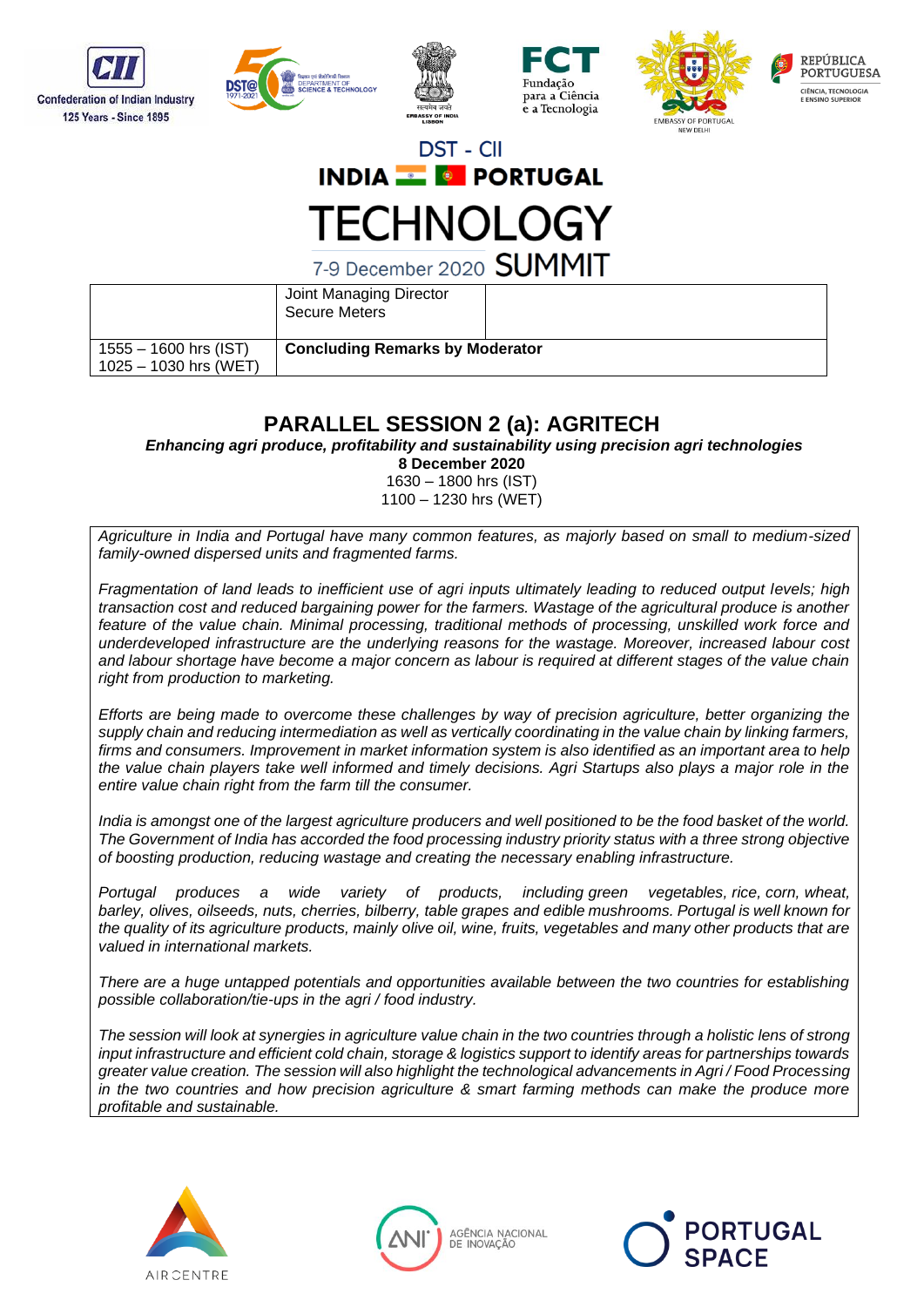| | Joint Managing Director<br>Secure Meters | |
|---|---|---|
| 1555 – 1600 hrs (IST)<br>1025 – 1030 hrs (WET) | **Concluding Remarks by Moderator** | |

## PARALLEL SESSION 2 (a): AGRITECH

***Enhancing agri produce, profitability and sustainability using precision agri technologies***

**8 December 2020**

1630 – 1800 hrs (IST)
1100 – 1230 hrs (WET)

*Agriculture in India and Portugal have many common features, as majorly based on small to medium-sized family-owned dispersed units and fragmented farms.*

*Fragmentation of land leads to inefficient use of agri inputs ultimately leading to reduced output levels; high transaction cost and reduced bargaining power for the farmers. Wastage of the agricultural produce is another feature of the value chain. Minimal processing, traditional methods of processing, unskilled work force and underdeveloped infrastructure are the underlying reasons for the wastage. Moreover, increased labour cost and labour shortage have become a major concern as labour is required at different stages of the value chain right from production to marketing.*

*Efforts are being made to overcome these challenges by way of precision agriculture, better organizing the supply chain and reducing intermediation as well as vertically coordinating in the value chain by linking farmers, firms and consumers. Improvement in market information system is also identified as an important area to help the value chain players take well informed and timely decisions. Agri Startups also plays a major role in the entire value chain right from the farm till the consumer.*

*India is amongst one of the largest agriculture producers and well positioned to be the food basket of the world. The Government of India has accorded the food processing industry priority status with a three strong objective of boosting production, reducing wastage and creating the necessary enabling infrastructure.*

*Portugal produces a wide variety of products, including green vegetables, rice, corn, wheat, barley, olives, oilseeds, nuts, cherries, bilberry, table grapes and edible mushrooms. Portugal is well known for the quality of its agriculture products, mainly olive oil, wine, fruits, vegetables and many other products that are valued in international markets.*

*There are a huge untapped potentials and opportunities available between the two countries for establishing possible collaboration/tie-ups in the agri / food industry.*

*The session will look at synergies in agriculture value chain in the two countries through a holistic lens of strong input infrastructure and efficient cold chain, storage & logistics support to identify areas for partnerships towards greater value creation. The session will also highlight the technological advancements in Agri / Food Processing in the two countries and how precision agriculture & smart farming methods can make the produce more profitable and sustainable.*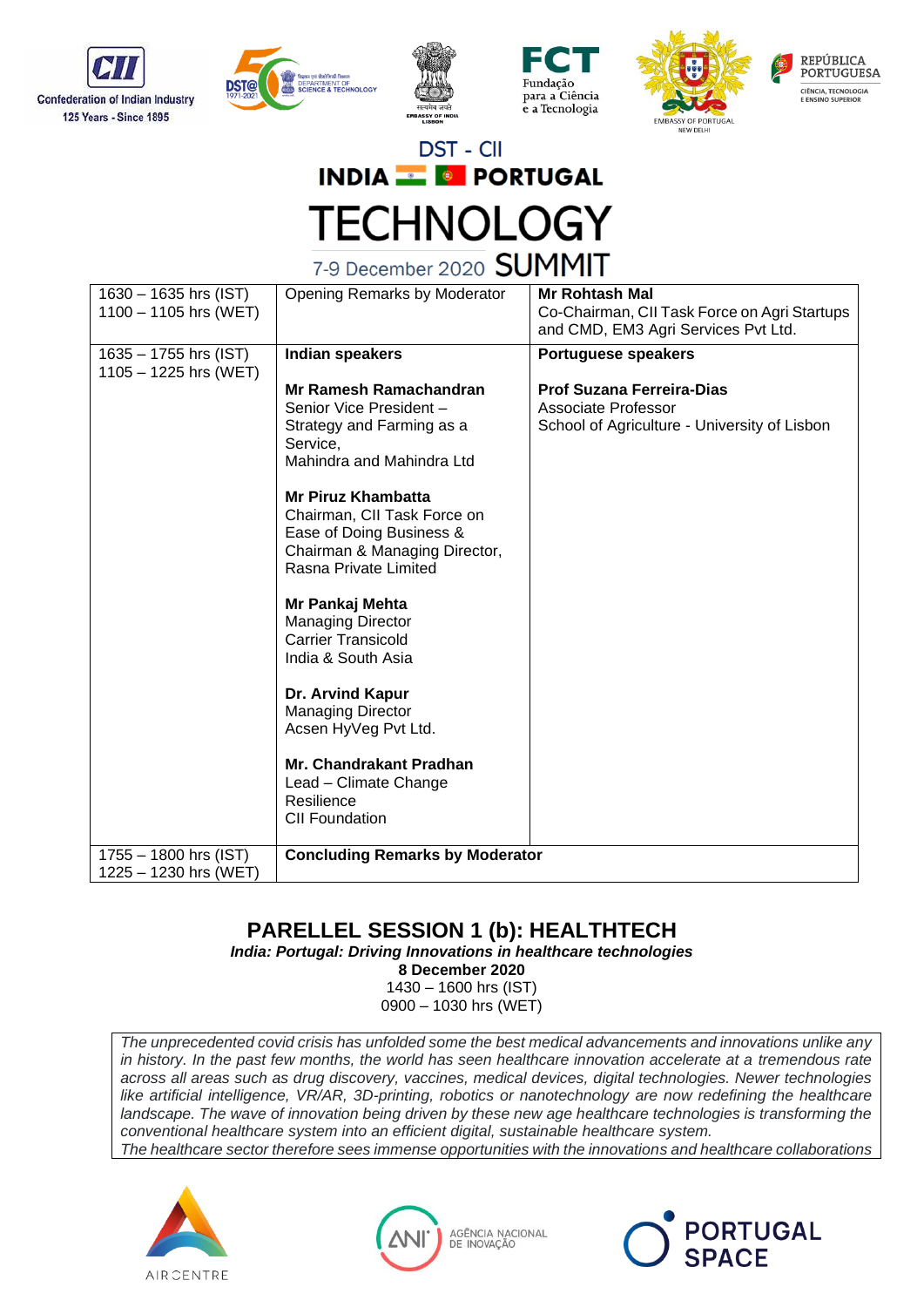DST - CII

INDIA PORTUGAL

# TECHNOLOGY

7-9 December 2020 SUMMIT

| 1630 – 1635 hrs (IST)<br>1100 – 1105 hrs (WET) | Opening Remarks by Moderator | **Mr Rohtash Mal**<br>Co-Chairman, CII Task Force on Agri Startups and CMD, EM3 Agri Services Pvt Ltd. |
|---|---|---|
| 1635 – 1755 hrs (IST)<br>1105 – 1225 hrs (WET) | **Indian speakers**<br><br>**Mr Ramesh Ramachandran**<br>Senior Vice President – Strategy and Farming as a Service,<br>Mahindra and Mahindra Ltd<br><br>**Mr Piruz Khambatta**<br>Chairman, CII Task Force on Ease of Doing Business &<br>Chairman & Managing Director, Rasna Private Limited<br><br>**Mr Pankaj Mehta**<br>Managing Director<br>Carrier Transicold<br>India & South Asia<br><br>**Dr. Arvind Kapur**<br>Managing Director<br>Acsen HyVeg Pvt Ltd.<br><br>**Mr. Chandrakant Pradhan**<br>Lead – Climate Change Resilience<br>CII Foundation | **Portuguese speakers**<br><br>**Prof Suzana Ferreira-Dias**<br>Associate Professor<br>School of Agriculture - University of Lisbon |
| 1755 – 1800 hrs (IST)<br>1225 – 1230 hrs (WET) | **Concluding Remarks by Moderator** | |

## PARELLEL SESSION 1 (b): HEALTHTECH

***India: Portugal: Driving Innovations in healthcare technologies***

**8 December 2020**

1430 – 1600 hrs (IST)

0900 – 1030 hrs (WET)

*The unprecedented covid crisis has unfolded some the best medical advancements and innovations unlike any in history. In the past few months, the world has seen healthcare innovation accelerate at a tremendous rate across all areas such as drug discovery, vaccines, medical devices, digital technologies. Newer technologies like artificial intelligence, VR/AR, 3D-printing, robotics or nanotechnology are now redefining the healthcare landscape. The wave of innovation being driven by these new age healthcare technologies is transforming the conventional healthcare system into an efficient digital, sustainable healthcare system.*

*The healthcare sector therefore sees immense opportunities with the innovations and healthcare collaborations*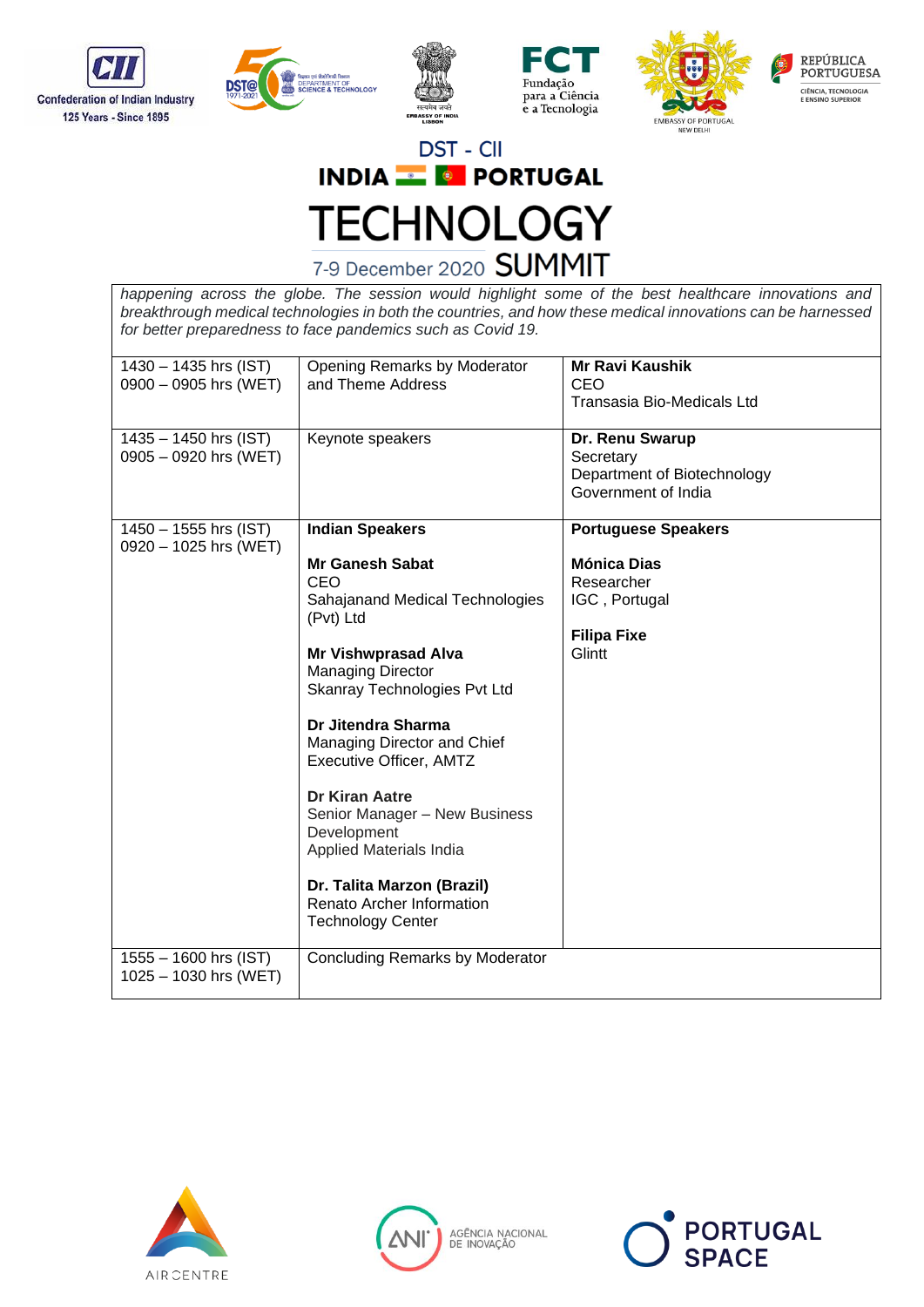DST - CII

INDIA PORTUGAL

# TECHNOLOGY

7-9 December 2020 SUMMIT

*happening across the globe. The session would highlight some of the best healthcare innovations and breakthrough medical technologies in both the countries, and how these medical innovations can be harnessed for better preparedness to face pandemics such as Covid 19.*

| | | |
|---|---|---|
| 1430 – 1435 hrs (IST)<br>0900 – 0905 hrs (WET) | Opening Remarks by Moderator and Theme Address | **Mr Ravi Kaushik**<br>CEO<br>Transasia Bio-Medicals Ltd |
| 1435 – 1450 hrs (IST)<br>0905 – 0920 hrs (WET) | Keynote speakers | **Dr. Renu Swarup**<br>Secretary<br>Department of Biotechnology<br>Government of India |
| 1450 – 1555 hrs (IST)<br>0920 – 1025 hrs (WET) | **Indian Speakers**<br><br>**Mr Ganesh Sabat**<br>CEO<br>Sahajanand Medical Technologies (Pvt) Ltd<br><br>**Mr Vishwprasad Alva**<br>Managing Director<br>Skanray Technologies Pvt Ltd<br><br>**Dr Jitendra Sharma**<br>Managing Director and Chief Executive Officer, AMTZ<br><br>**Dr Kiran Aatre**<br>Senior Manager – New Business Development<br>Applied Materials India<br><br>**Dr. Talita Marzon (Brazil)**<br>Renato Archer Information Technology Center | **Portuguese Speakers**<br><br>**Mónica Dias**<br>Researcher<br>IGC , Portugal<br><br>**Filipa Fixe**<br>Glintt |
| 1555 – 1600 hrs (IST)<br>1025 – 1030 hrs (WET) | Concluding Remarks by Moderator | |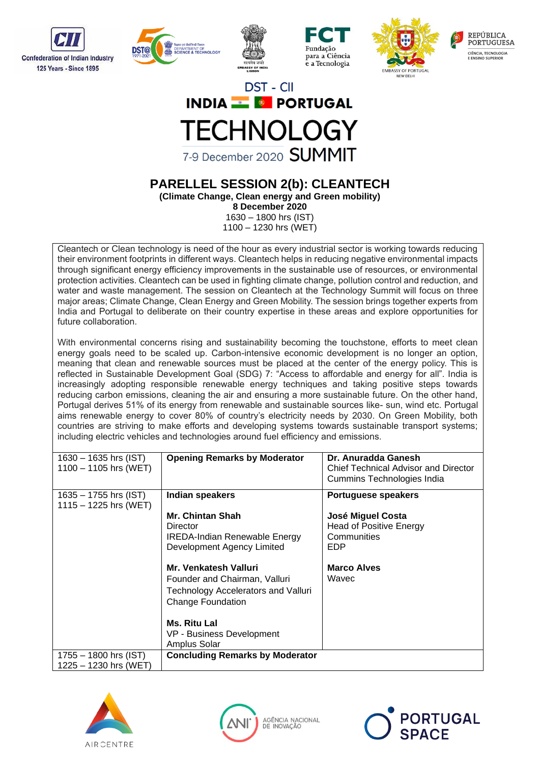DST - CII

INDIA PORTUGAL

TECHNOLOGY

7-9 December 2020 SUMMIT

## PARELLEL SESSION 2(b): CLEANTECH

**(Climate Change, Clean energy and Green mobility)**

**8 December 2020**

1630 – 1800 hrs (IST)

1100 – 1230 hrs (WET)

Cleantech or Clean technology is need of the hour as every industrial sector is working towards reducing their environment footprints in different ways. Cleantech helps in reducing negative environmental impacts through significant energy efficiency improvements in the sustainable use of resources, or environmental protection activities. Cleantech can be used in fighting climate change, pollution control and reduction, and water and waste management. The session on Cleantech at the Technology Summit will focus on three major areas; Climate Change, Clean Energy and Green Mobility. The session brings together experts from India and Portugal to deliberate on their country expertise in these areas and explore opportunities for future collaboration.

With environmental concerns rising and sustainability becoming the touchstone, efforts to meet clean energy goals need to be scaled up. Carbon-intensive economic development is no longer an option, meaning that clean and renewable sources must be placed at the center of the energy policy. This is reflected in Sustainable Development Goal (SDG) 7: "Access to affordable and energy for all". India is increasingly adopting responsible renewable energy techniques and taking positive steps towards reducing carbon emissions, cleaning the air and ensuring a more sustainable future. On the other hand, Portugal derives 51% of its energy from renewable and sustainable sources like- sun, wind etc. Portugal aims renewable energy to cover 80% of country's electricity needs by 2030. On Green Mobility, both countries are striving to make efforts and developing systems towards sustainable transport systems; including electric vehicles and technologies around fuel efficiency and emissions.

| Time | | |
|---|---|---|
| 1630 – 1635 hrs (IST)<br>1100 – 1105 hrs (WET) | **Opening Remarks by Moderator** | **Dr. Anuradda Ganesh**<br>Chief Technical Advisor and Director<br>Cummins Technologies India |
| 1635 – 1755 hrs (IST)<br>1115 – 1225 hrs (WET) | **Indian speakers**<br><br>**Mr. Chintan Shah**<br>Director<br>IREDA-Indian Renewable Energy Development Agency Limited<br><br>**Mr. Venkatesh Valluri**<br>Founder and Chairman, Valluri Technology Accelerators and Valluri Change Foundation<br><br>**Ms. Ritu Lal**<br>VP - Business Development<br>Amplus Solar | **Portuguese speakers**<br><br>**José Miguel Costa**<br>Head of Positive Energy Communities<br>EDP<br><br>**Marco Alves**<br>Wavec |
| 1755 – 1800 hrs (IST)<br>1225 – 1230 hrs (WET) | **Concluding Remarks by Moderator** | |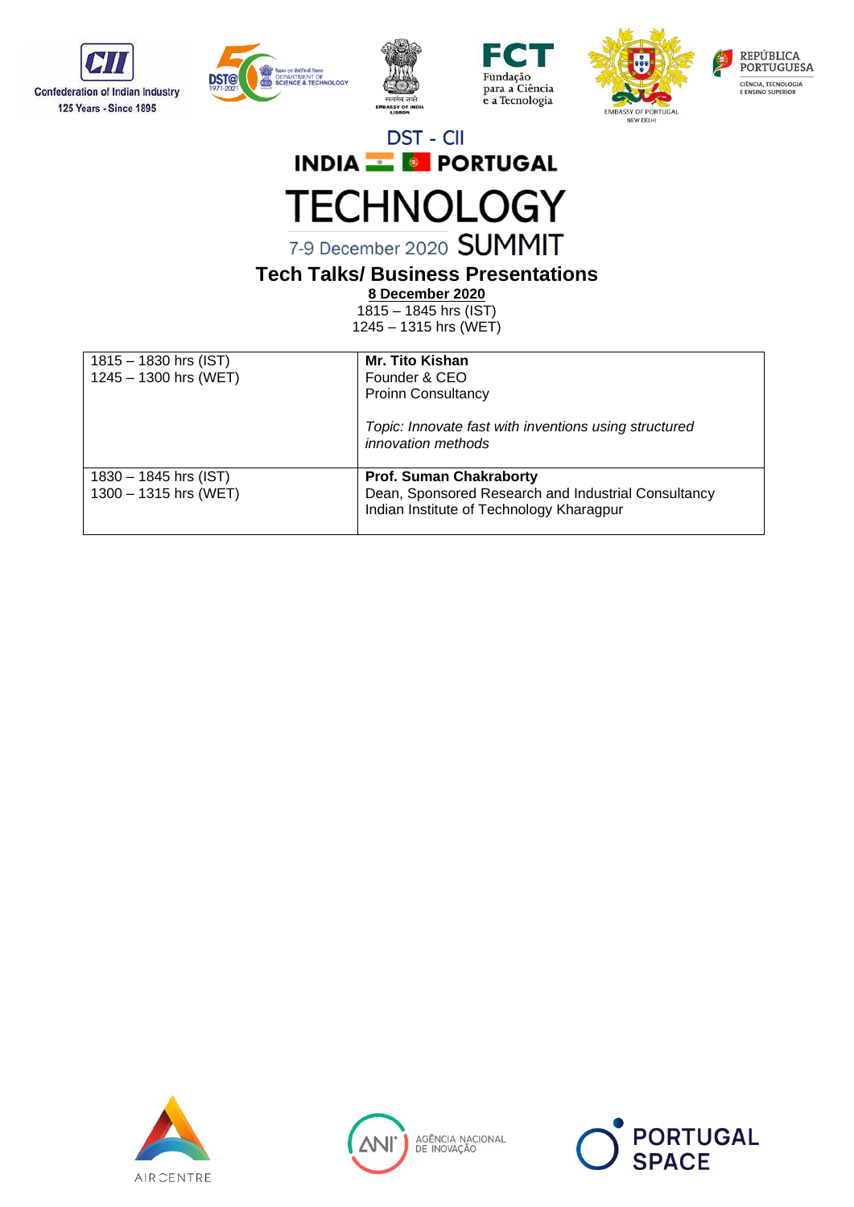DST - CII

INDIA PORTUGAL

# TECHNOLOGY

7-9 December 2020 SUMMIT

## Tech Talks/ Business Presentations

**8 December 2020**

1815 – 1845 hrs (IST)
1245 – 1315 hrs (WET)

| | |
|---|---|
| 1815 – 1830 hrs (IST)<br>1245 – 1300 hrs (WET) | **Mr. Tito Kishan**<br>Founder & CEO<br>Proinn Consultancy<br><br>*Topic: Innovate fast with inventions using structured innovation methods* |
| 1830 – 1845 hrs (IST)<br>1300 – 1315 hrs (WET) | **Prof. Suman Chakraborty**<br>Dean, Sponsored Research and Industrial Consultancy<br>Indian Institute of Technology Kharagpur |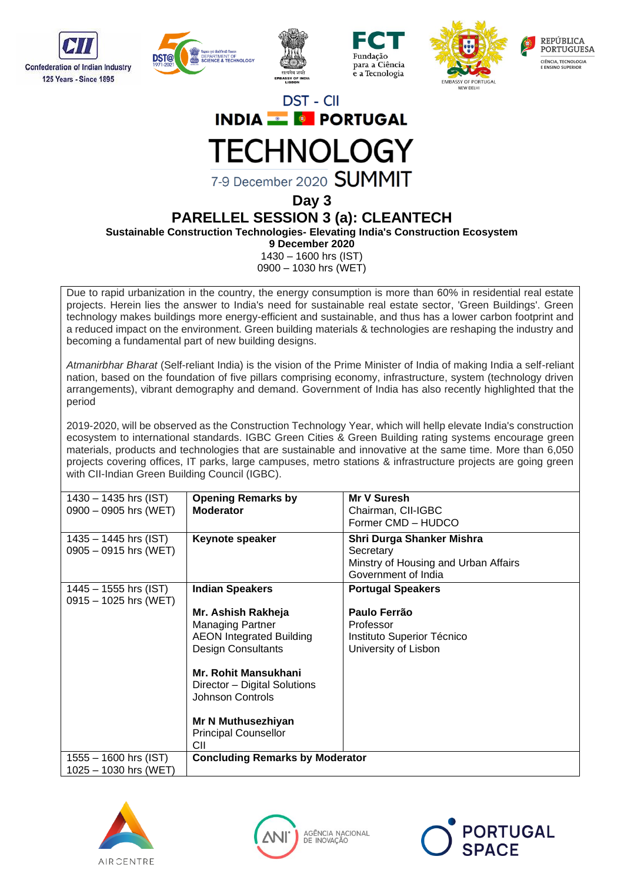DST - CII

INDIA PORTUGAL

# TECHNOLOGY

7-9 December 2020 SUMMIT

## Day 3

## PARELLEL SESSION 3 (a): CLEANTECH

**Sustainable Construction Technologies- Elevating India's Construction Ecosystem**

**9 December 2020**

1430 – 1600 hrs (IST)
0900 – 1030 hrs (WET)

Due to rapid urbanization in the country, the energy consumption is more than 60% in residential real estate projects. Herein lies the answer to India's need for sustainable real estate sector, 'Green Buildings'. Green technology makes buildings more energy-efficient and sustainable, and thus has a lower carbon footprint and a reduced impact on the environment. Green building materials & technologies are reshaping the industry and becoming a fundamental part of new building designs.

*Atmanirbhar Bharat* (Self-reliant India) is the vision of the Prime Minister of India of making India a self-reliant nation, based on the foundation of five pillars comprising economy, infrastructure, system (technology driven arrangements), vibrant demography and demand. Government of India has also recently highlighted that the period

2019-2020, will be observed as the Construction Technology Year, which will hellp elevate India's construction ecosystem to international standards. IGBC Green Cities & Green Building rating systems encourage green materials, products and technologies that are sustainable and innovative at the same time. More than 6,050 projects covering offices, IT parks, large campuses, metro stations & infrastructure projects are going green with CII-Indian Green Building Council (IGBC).

| Time | Session | Speakers |
|---|---|---|
| 1430 – 1435 hrs (IST)<br>0900 – 0905 hrs (WET) | **Opening Remarks by Moderator** | **Mr V Suresh**<br>Chairman, CII-IGBC<br>Former CMD – HUDCO |
| 1435 – 1445 hrs (IST)<br>0905 – 0915 hrs (WET) | **Keynote speaker** | **Shri Durga Shanker Mishra**<br>Secretary<br>Ministry of Housing and Urban Affairs<br>Government of India |
| 1445 – 1555 hrs (IST)<br>0915 – 1025 hrs (WET) | **Indian Speakers**<br><br>**Mr. Ashish Rakheja**<br>Managing Partner<br>AEON Integrated Building Design Consultants<br><br>**Mr. Rohit Mansukhani**<br>Director – Digital Solutions<br>Johnson Controls<br><br>**Mr N Muthusezhiyan**<br>Principal Counsellor<br>CII | **Portugal Speakers**<br><br>**Paulo Ferrão**<br>Professor<br>Instituto Superior Técnico<br>University of Lisbon |
| 1555 – 1600 hrs (IST)<br>1025 – 1030 hrs (WET) | **Concluding Remarks by Moderator** | |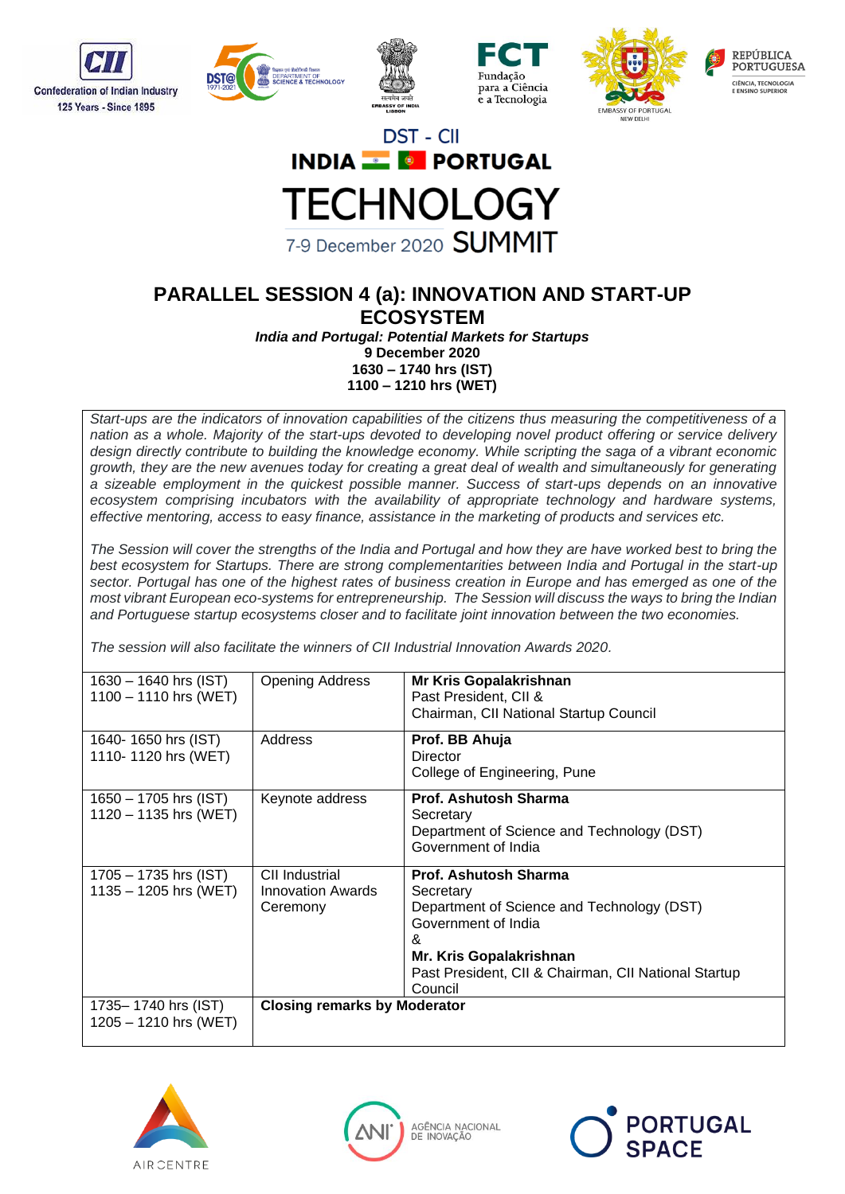DST - CII

INDIA PORTUGAL

TECHNOLOGY

7-9 December 2020 SUMMIT

## PARALLEL SESSION 4 (a): INNOVATION AND START-UP ECOSYSTEM

***India and Portugal: Potential Markets for Startups***

**9 December 2020**

**1630 – 1740 hrs (IST)**

**1100 – 1210 hrs (WET)**

*Start-ups are the indicators of innovation capabilities of the citizens thus measuring the competitiveness of a nation as a whole. Majority of the start-ups devoted to developing novel product offering or service delivery design directly contribute to building the knowledge economy. While scripting the saga of a vibrant economic growth, they are the new avenues today for creating a great deal of wealth and simultaneously for generating a sizeable employment in the quickest possible manner. Success of start-ups depends on an innovative ecosystem comprising incubators with the availability of appropriate technology and hardware systems, effective mentoring, access to easy finance, assistance in the marketing of products and services etc.*

*The Session will cover the strengths of the India and Portugal and how they are have worked best to bring the best ecosystem for Startups. There are strong complementarities between India and Portugal in the start-up sector. Portugal has one of the highest rates of business creation in Europe and has emerged as one of the most vibrant European eco-systems for entrepreneurship. The Session will discuss the ways to bring the Indian and Portuguese startup ecosystems closer and to facilitate joint innovation between the two economies.*

*The session will also facilitate the winners of CII Industrial Innovation Awards 2020.*

| Time | Session | Speaker |
|---|---|---|
| 1630 – 1640 hrs (IST)<br>1100 – 1110 hrs (WET) | Opening Address | **Mr Kris Gopalakrishnan**<br>Past President, CII &<br>Chairman, CII National Startup Council |
| 1640- 1650 hrs (IST)<br>1110- 1120 hrs (WET) | Address | **Prof. BB Ahuja**<br>Director<br>College of Engineering, Pune |
| 1650 – 1705 hrs (IST)<br>1120 – 1135 hrs (WET) | Keynote address | **Prof. Ashutosh Sharma**<br>Secretary<br>Department of Science and Technology (DST)<br>Government of India |
| 1705 – 1735 hrs (IST)<br>1135 – 1205 hrs (WET) | CII Industrial Innovation Awards Ceremony | **Prof. Ashutosh Sharma**<br>Secretary<br>Department of Science and Technology (DST)<br>Government of India<br>&<br>**Mr. Kris Gopalakrishnan**<br>Past President, CII & Chairman, CII National Startup Council |
| 1735– 1740 hrs (IST)<br>1205 – 1210 hrs (WET) | **Closing remarks by Moderator** | |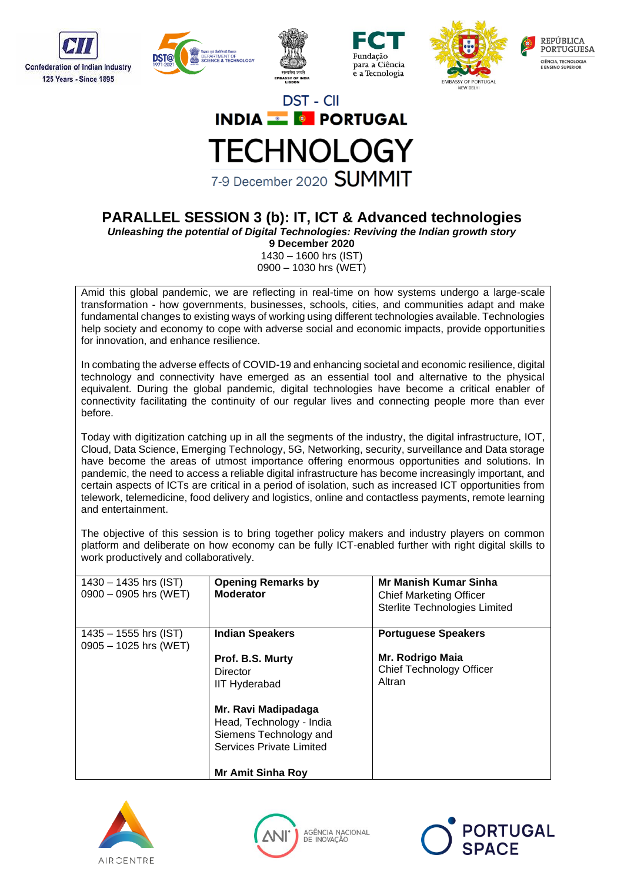DST - CII

INDIA PORTUGAL

# TECHNOLOGY

7-9 December 2020 SUMMIT

## PARALLEL SESSION 3 (b): IT, ICT & Advanced technologies

***Unleashing the potential of Digital Technologies: Reviving the Indian growth story***

**9 December 2020**

1430 – 1600 hrs (IST)
0900 – 1030 hrs (WET)

Amid this global pandemic, we are reflecting in real-time on how systems undergo a large-scale transformation - how governments, businesses, schools, cities, and communities adapt and make fundamental changes to existing ways of working using different technologies available. Technologies help society and economy to cope with adverse social and economic impacts, provide opportunities for innovation, and enhance resilience.

In combating the adverse effects of COVID-19 and enhancing societal and economic resilience, digital technology and connectivity have emerged as an essential tool and alternative to the physical equivalent. During the global pandemic, digital technologies have become a critical enabler of connectivity facilitating the continuity of our regular lives and connecting people more than ever before.

Today with digitization catching up in all the segments of the industry, the digital infrastructure, IOT, Cloud, Data Science, Emerging Technology, 5G, Networking, security, surveillance and Data storage have become the areas of utmost importance offering enormous opportunities and solutions. In pandemic, the need to access a reliable digital infrastructure has become increasingly important, and certain aspects of ICTs are critical in a period of isolation, such as increased ICT opportunities from telework, telemedicine, food delivery and logistics, online and contactless payments, remote learning and entertainment.

The objective of this session is to bring together policy makers and industry players on common platform and deliberate on how economy can be fully ICT-enabled further with right digital skills to work productively and collaboratively.

| | | |
|---|---|---|
| 1430 – 1435 hrs (IST)<br>0900 – 0905 hrs (WET) | **Opening Remarks by Moderator** | **Mr Manish Kumar Sinha**<br>Chief Marketing Officer<br>Sterlite Technologies Limited |
| 1435 – 1555 hrs (IST)<br>0905 – 1025 hrs (WET) | **Indian Speakers**<br><br>**Prof. B.S. Murty**<br>Director<br>IIT Hyderabad<br><br>**Mr. Ravi Madipadaga**<br>Head, Technology - India<br>Siemens Technology and Services Private Limited<br><br>**Mr Amit Sinha Roy** | **Portuguese Speakers**<br><br>**Mr. Rodrigo Maia**<br>Chief Technology Officer<br>Altran |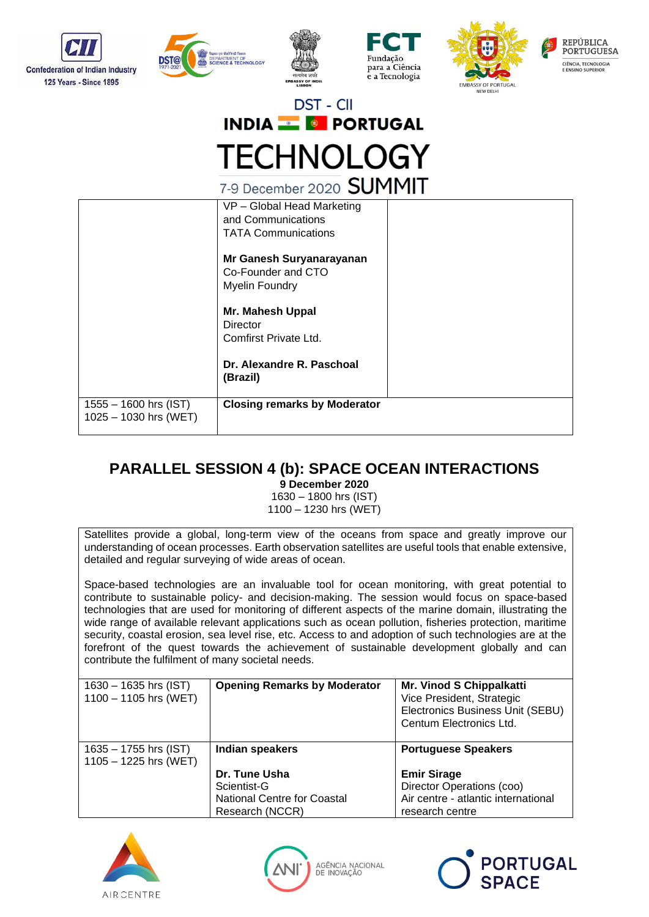DST - CII

INDIA PORTUGAL

TECHNOLOGY

7-9 December 2020 SUMMIT

| | | |
|---|---|---|
| | VP – Global Head Marketing and Communications<br>TATA Communications<br><br>**Mr Ganesh Suryanarayanan**<br>Co-Founder and CTO<br>Myelin Foundry<br><br>**Mr. Mahesh Uppal**<br>Director<br>Comfirst Private Ltd.<br><br>**Dr. Alexandre R. Paschoal (Brazil)** | |
| 1555 – 1600 hrs (IST)<br>1025 – 1030 hrs (WET) | **Closing remarks by Moderator** | |

## PARALLEL SESSION 4 (b): SPACE OCEAN INTERACTIONS

**9 December 2020**
1630 – 1800 hrs (IST)
1100 – 1230 hrs (WET)

Satellites provide a global, long-term view of the oceans from space and greatly improve our understanding of ocean processes. Earth observation satellites are useful tools that enable extensive, detailed and regular surveying of wide areas of ocean.

Space-based technologies are an invaluable tool for ocean monitoring, with great potential to contribute to sustainable policy- and decision-making. The session would focus on space-based technologies that are used for monitoring of different aspects of the marine domain, illustrating the wide range of available relevant applications such as ocean pollution, fisheries protection, maritime security, coastal erosion, sea level rise, etc. Access to and adoption of such technologies are at the forefront of the quest towards the achievement of sustainable development globally and can contribute the fulfilment of many societal needs.

| | | |
|---|---|---|
| 1630 – 1635 hrs (IST)<br>1100 – 1105 hrs (WET) | **Opening Remarks by Moderator** | **Mr. Vinod S Chippalkatti**<br>Vice President, Strategic Electronics Business Unit (SEBU)<br>Centum Electronics Ltd. |
| 1635 – 1755 hrs (IST)<br>1105 – 1225 hrs (WET) | **Indian speakers**<br><br>**Dr. Tune Usha**<br>Scientist-G<br>National Centre for Coastal Research (NCCR) | **Portuguese Speakers**<br><br>**Emir Sirage**<br>Director Operations (coo)<br>Air centre - atlantic international research centre |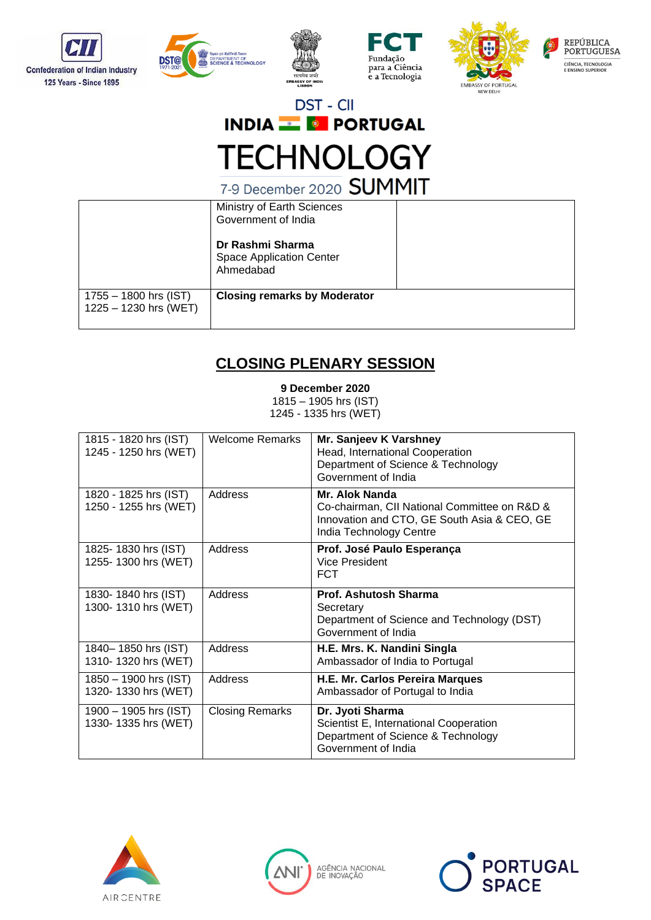DST - CII

INDIA PORTUGAL

# TECHNOLOGY

7-9 December 2020 SUMMIT

| | | |
|---|---|---|
| | Ministry of Earth Sciences<br>Government of India<br><br>**Dr Rashmi Sharma**<br>Space Application Center<br>Ahmedabad | |
| 1755 – 1800 hrs (IST)<br>1225 – 1230 hrs (WET) | **Closing remarks by Moderator** | |

## CLOSING PLENARY SESSION

**9 December 2020**
1815 – 1905 hrs (IST)
1245 - 1335 hrs (WET)

| | | |
|---|---|---|
| 1815 - 1820 hrs (IST)<br>1245 - 1250 hrs (WET) | Welcome Remarks | **Mr. Sanjeev K Varshney**<br>Head, International Cooperation<br>Department of Science & Technology<br>Government of India |
| 1820 - 1825 hrs (IST)<br>1250 - 1255 hrs (WET) | Address | **Mr. Alok Nanda**<br>Co-chairman, CII National Committee on R&D & Innovation and CTO, GE South Asia & CEO, GE India Technology Centre |
| 1825- 1830 hrs (IST)<br>1255- 1300 hrs (WET) | Address | **Prof. José Paulo Esperança**<br>Vice President<br>FCT |
| 1830- 1840 hrs (IST)<br>1300- 1310 hrs (WET) | Address | **Prof. Ashutosh Sharma**<br>Secretary<br>Department of Science and Technology (DST)<br>Government of India |
| 1840– 1850 hrs (IST)<br>1310- 1320 hrs (WET) | Address | **H.E. Mrs. K. Nandini Singla**<br>Ambassador of India to Portugal |
| 1850 – 1900 hrs (IST)<br>1320- 1330 hrs (WET) | Address | **H.E. Mr. Carlos Pereira Marques**<br>Ambassador of Portugal to India |
| 1900 – 1905 hrs (IST)<br>1330- 1335 hrs (WET) | Closing Remarks | **Dr. Jyoti Sharma**<br>Scientist E, International Cooperation<br>Department of Science & Technology<br>Government of India |